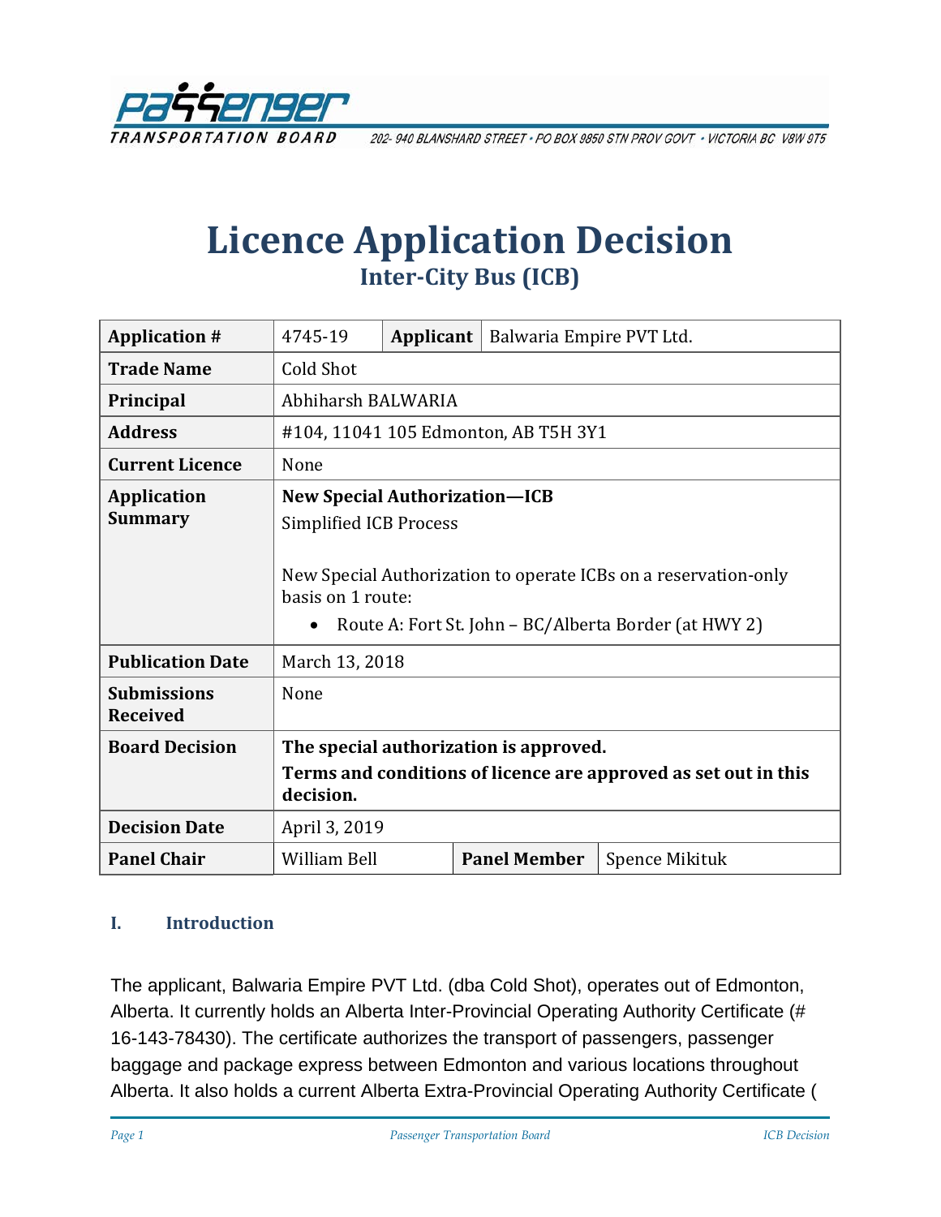Passenger Transportation Board

202- 940 BLANSHARD STREET • PO BOX 9850 STN PROV GOVT • VICTORIA BC V8W 9T5

# Licence Application Decision

## Inter-City Bus (ICB)

| Application # | 4745-19 | Applicant | Balwaria Empire PVT Ltd. |
|---|---|---|---|
| Trade Name | Cold Shot | | |
| Principal | Abhiharsh BALWARIA | | |
| Address | #104, 11041 105 Edmonton, AB T5H 3Y1 | | |
| Current Licence | None | | |
| Application Summary | **New Special Authorization—ICB**<br>Simplified ICB Process<br><br>New Special Authorization to operate ICBs on a reservation-only basis on 1 route:<br>• Route A: Fort St. John – BC/Alberta Border (at HWY 2) | | |
| Publication Date | March 13, 2018 | | |
| Submissions Received | None | | |
| Board Decision | **The special authorization is approved.**<br>**Terms and conditions of licence are approved as set out in this decision.** | | |
| Decision Date | April 3, 2019 | | |
| Panel Chair | William Bell | Panel Member | Spence Mikituk |

### I. Introduction

The applicant, Balwaria Empire PVT Ltd. (dba Cold Shot), operates out of Edmonton, Alberta. It currently holds an Alberta Inter-Provincial Operating Authority Certificate (# 16-143-78430). The certificate authorizes the transport of passengers, passenger baggage and package express between Edmonton and various locations throughout Alberta. It also holds a current Alberta Extra-Provincial Operating Authority Certificate (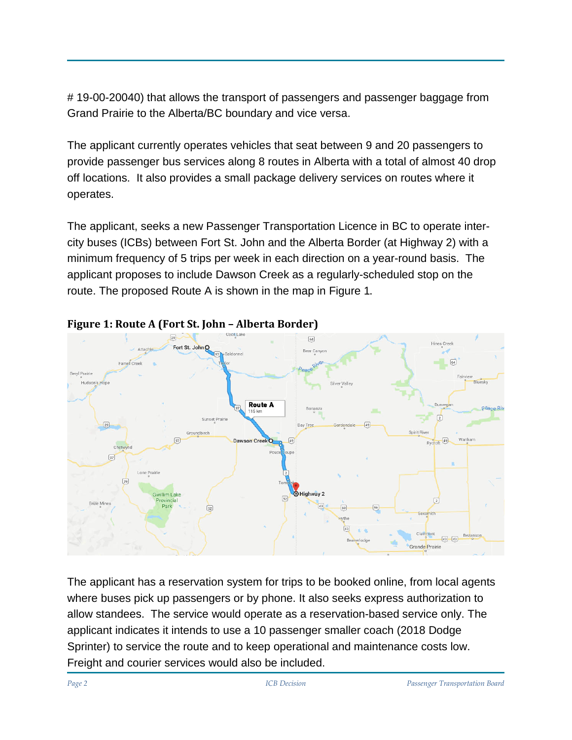# 19-00-20040) that allows the transport of passengers and passenger baggage from Grand Prairie to the Alberta/BC boundary and vice versa.

The applicant currently operates vehicles that seat between 9 and 20 passengers to provide passenger bus services along 8 routes in Alberta with a total of almost 40 drop off locations. It also provides a small package delivery services on routes where it operates.

The applicant, seeks a new Passenger Transportation Licence in BC to operate inter-city buses (ICBs) between Fort St. John and the Alberta Border (at Highway 2) with a minimum frequency of 5 trips per week in each direction on a year-round basis. The applicant proposes to include Dawson Creek as a regularly-scheduled stop on the route. The proposed Route A is shown in the map in Figure 1.

**Figure 1: Route A (Fort St. John – Alberta Border)**

The applicant has a reservation system for trips to be booked online, from local agents where buses pick up passengers or by phone. It also seeks express authorization to allow standees. The service would operate as a reservation-based service only. The applicant indicates it intends to use a 10 passenger smaller coach (2018 Dodge Sprinter) to service the route and to keep operational and maintenance costs low. Freight and courier services would also be included.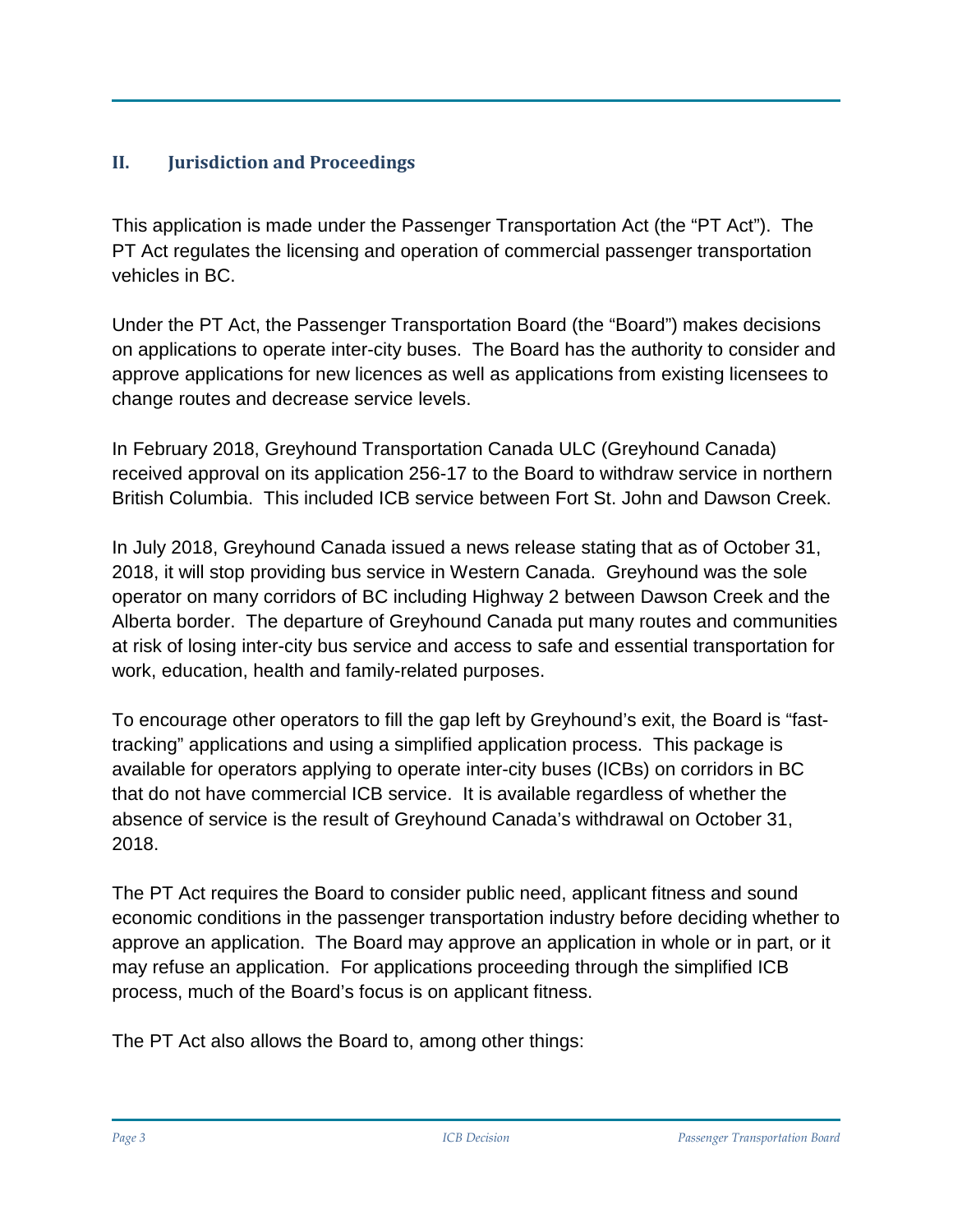## II. Jurisdiction and Proceedings

This application is made under the Passenger Transportation Act (the "PT Act"). The PT Act regulates the licensing and operation of commercial passenger transportation vehicles in BC.

Under the PT Act, the Passenger Transportation Board (the "Board") makes decisions on applications to operate inter-city buses. The Board has the authority to consider and approve applications for new licences as well as applications from existing licensees to change routes and decrease service levels.

In February 2018, Greyhound Transportation Canada ULC (Greyhound Canada) received approval on its application 256-17 to the Board to withdraw service in northern British Columbia. This included ICB service between Fort St. John and Dawson Creek.

In July 2018, Greyhound Canada issued a news release stating that as of October 31, 2018, it will stop providing bus service in Western Canada. Greyhound was the sole operator on many corridors of BC including Highway 2 between Dawson Creek and the Alberta border. The departure of Greyhound Canada put many routes and communities at risk of losing inter-city bus service and access to safe and essential transportation for work, education, health and family-related purposes.

To encourage other operators to fill the gap left by Greyhound's exit, the Board is "fast-tracking" applications and using a simplified application process. This package is available for operators applying to operate inter-city buses (ICBs) on corridors in BC that do not have commercial ICB service. It is available regardless of whether the absence of service is the result of Greyhound Canada's withdrawal on October 31, 2018.

The PT Act requires the Board to consider public need, applicant fitness and sound economic conditions in the passenger transportation industry before deciding whether to approve an application. The Board may approve an application in whole or in part, or it may refuse an application. For applications proceeding through the simplified ICB process, much of the Board's focus is on applicant fitness.

The PT Act also allows the Board to, among other things: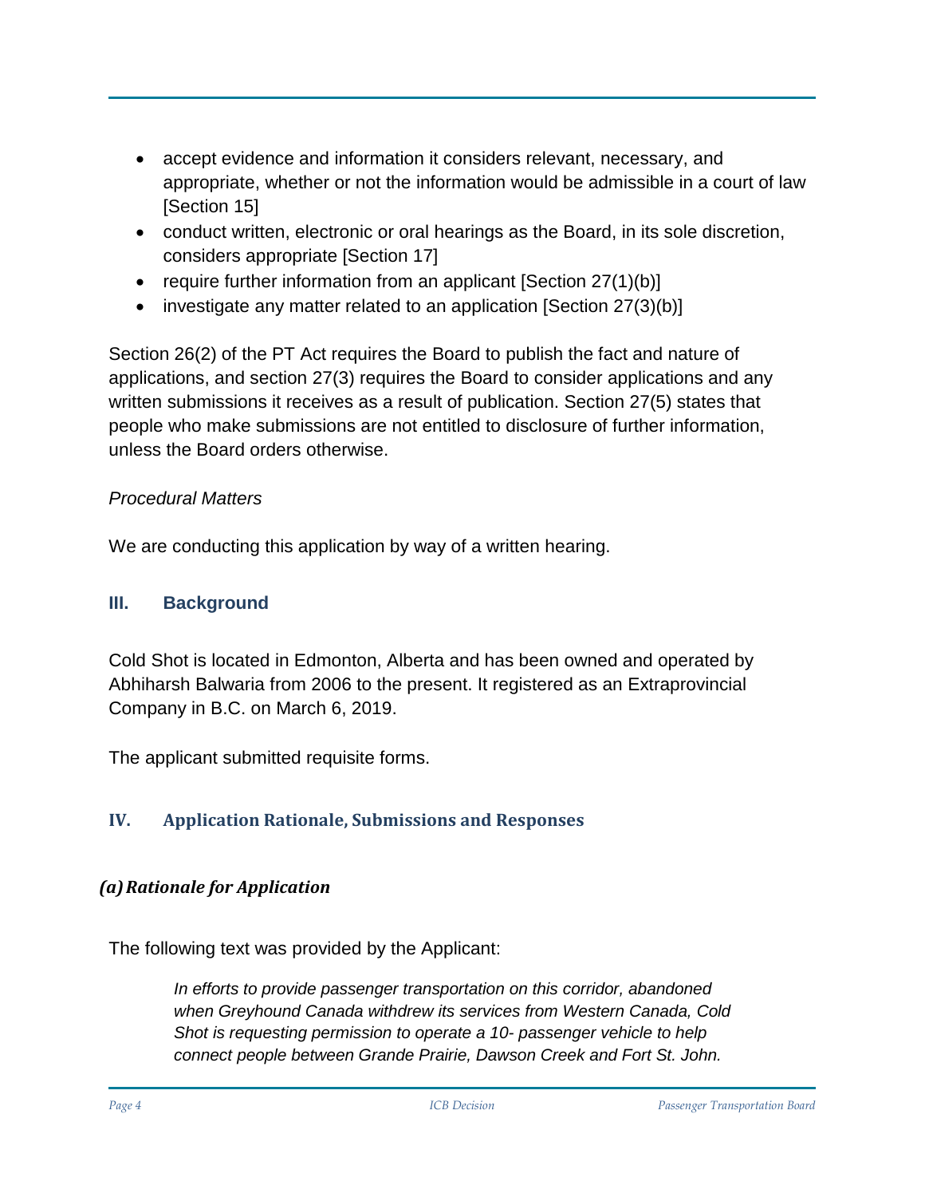- accept evidence and information it considers relevant, necessary, and appropriate, whether or not the information would be admissible in a court of law [Section 15]
- conduct written, electronic or oral hearings as the Board, in its sole discretion, considers appropriate [Section 17]
- require further information from an applicant [Section 27(1)(b)]
- investigate any matter related to an application [Section 27(3)(b)]

Section 26(2) of the PT Act requires the Board to publish the fact and nature of applications, and section 27(3) requires the Board to consider applications and any written submissions it receives as a result of publication. Section 27(5) states that people who make submissions are not entitled to disclosure of further information, unless the Board orders otherwise.

*Procedural Matters*

We are conducting this application by way of a written hearing.

## III. Background

Cold Shot is located in Edmonton, Alberta and has been owned and operated by Abhiharsh Balwaria from 2006 to the present. It registered as an Extraprovincial Company in B.C. on March 6, 2019.

The applicant submitted requisite forms.

## IV. Application Rationale, Submissions and Responses

### *(a) Rationale for Application*

The following text was provided by the Applicant:

> *In efforts to provide passenger transportation on this corridor, abandoned when Greyhound Canada withdrew its services from Western Canada, Cold Shot is requesting permission to operate a 10- passenger vehicle to help connect people between Grande Prairie, Dawson Creek and Fort St. John.*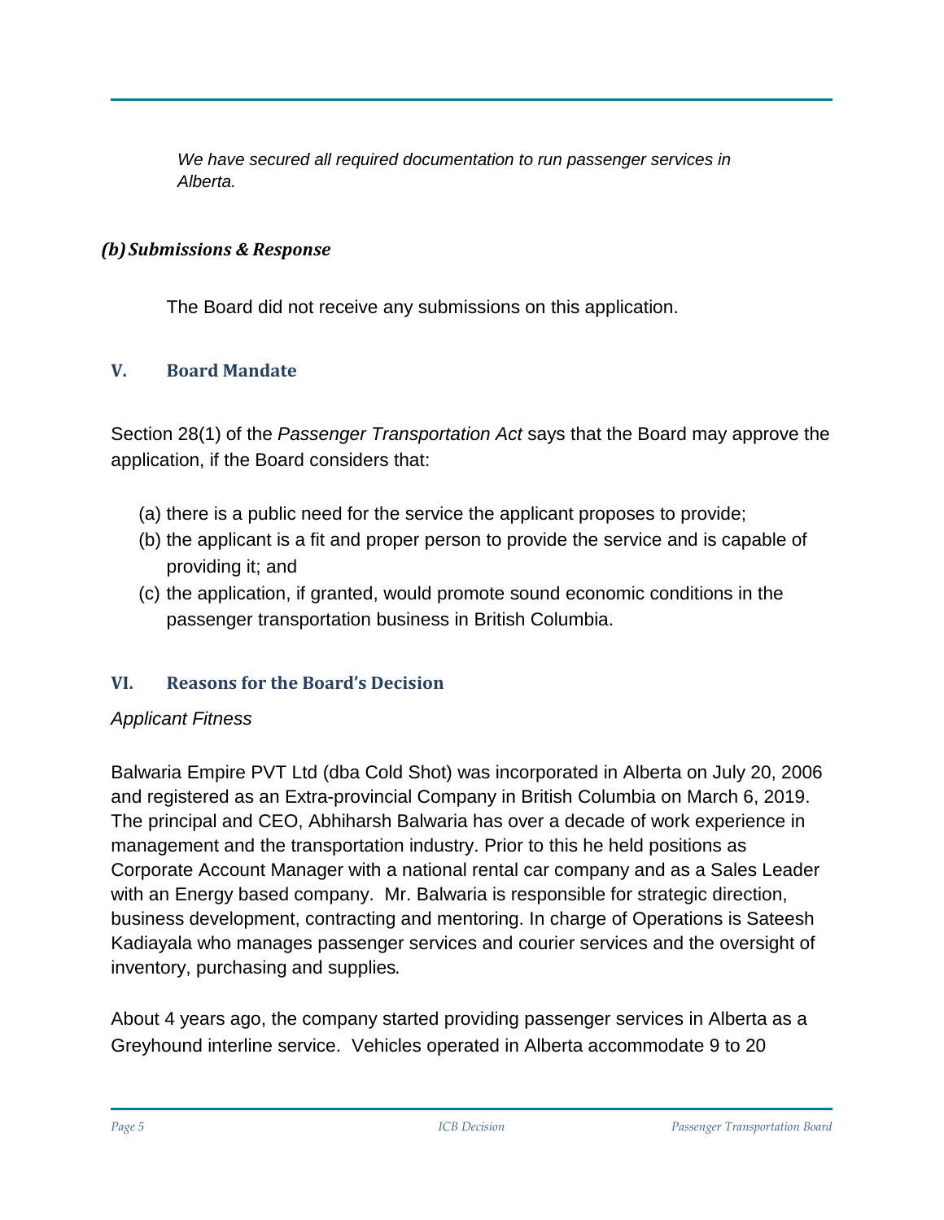*We have secured all required documentation to run passenger services in Alberta.*

### *(b) Submissions & Response*

The Board did not receive any submissions on this application.

## V. Board Mandate

Section 28(1) of the *Passenger Transportation Act* says that the Board may approve the application, if the Board considers that:

(a) there is a public need for the service the applicant proposes to provide;
(b) the applicant is a fit and proper person to provide the service and is capable of providing it; and
(c) the application, if granted, would promote sound economic conditions in the passenger transportation business in British Columbia.

## VI. Reasons for the Board's Decision

*Applicant Fitness*

Balwaria Empire PVT Ltd (dba Cold Shot) was incorporated in Alberta on July 20, 2006 and registered as an Extra-provincial Company in British Columbia on March 6, 2019. The principal and CEO, Abhiharsh Balwaria has over a decade of work experience in management and the transportation industry. Prior to this he held positions as Corporate Account Manager with a national rental car company and as a Sales Leader with an Energy based company. Mr. Balwaria is responsible for strategic direction, business development, contracting and mentoring. In charge of Operations is Sateesh Kadiayala who manages passenger services and courier services and the oversight of inventory, purchasing and supplies.

About 4 years ago, the company started providing passenger services in Alberta as a Greyhound interline service. Vehicles operated in Alberta accommodate 9 to 20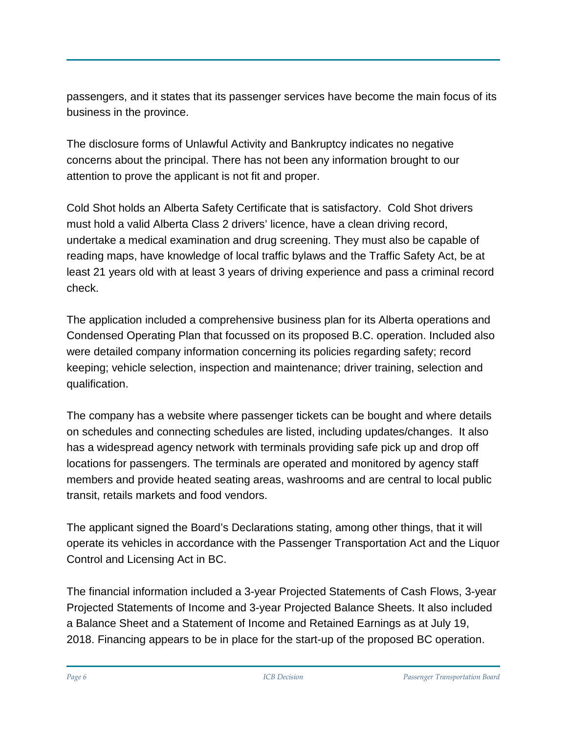passengers, and it states that its passenger services have become the main focus of its business in the province.

The disclosure forms of Unlawful Activity and Bankruptcy indicates no negative concerns about the principal. There has not been any information brought to our attention to prove the applicant is not fit and proper.

Cold Shot holds an Alberta Safety Certificate that is satisfactory. Cold Shot drivers must hold a valid Alberta Class 2 drivers' licence, have a clean driving record, undertake a medical examination and drug screening. They must also be capable of reading maps, have knowledge of local traffic bylaws and the Traffic Safety Act, be at least 21 years old with at least 3 years of driving experience and pass a criminal record check.

The application included a comprehensive business plan for its Alberta operations and Condensed Operating Plan that focussed on its proposed B.C. operation. Included also were detailed company information concerning its policies regarding safety; record keeping; vehicle selection, inspection and maintenance; driver training, selection and qualification.

The company has a website where passenger tickets can be bought and where details on schedules and connecting schedules are listed, including updates/changes. It also has a widespread agency network with terminals providing safe pick up and drop off locations for passengers. The terminals are operated and monitored by agency staff members and provide heated seating areas, washrooms and are central to local public transit, retails markets and food vendors.

The applicant signed the Board's Declarations stating, among other things, that it will operate its vehicles in accordance with the Passenger Transportation Act and the Liquor Control and Licensing Act in BC.

The financial information included a 3-year Projected Statements of Cash Flows, 3-year Projected Statements of Income and 3-year Projected Balance Sheets. It also included a Balance Sheet and a Statement of Income and Retained Earnings as at July 19, 2018. Financing appears to be in place for the start-up of the proposed BC operation.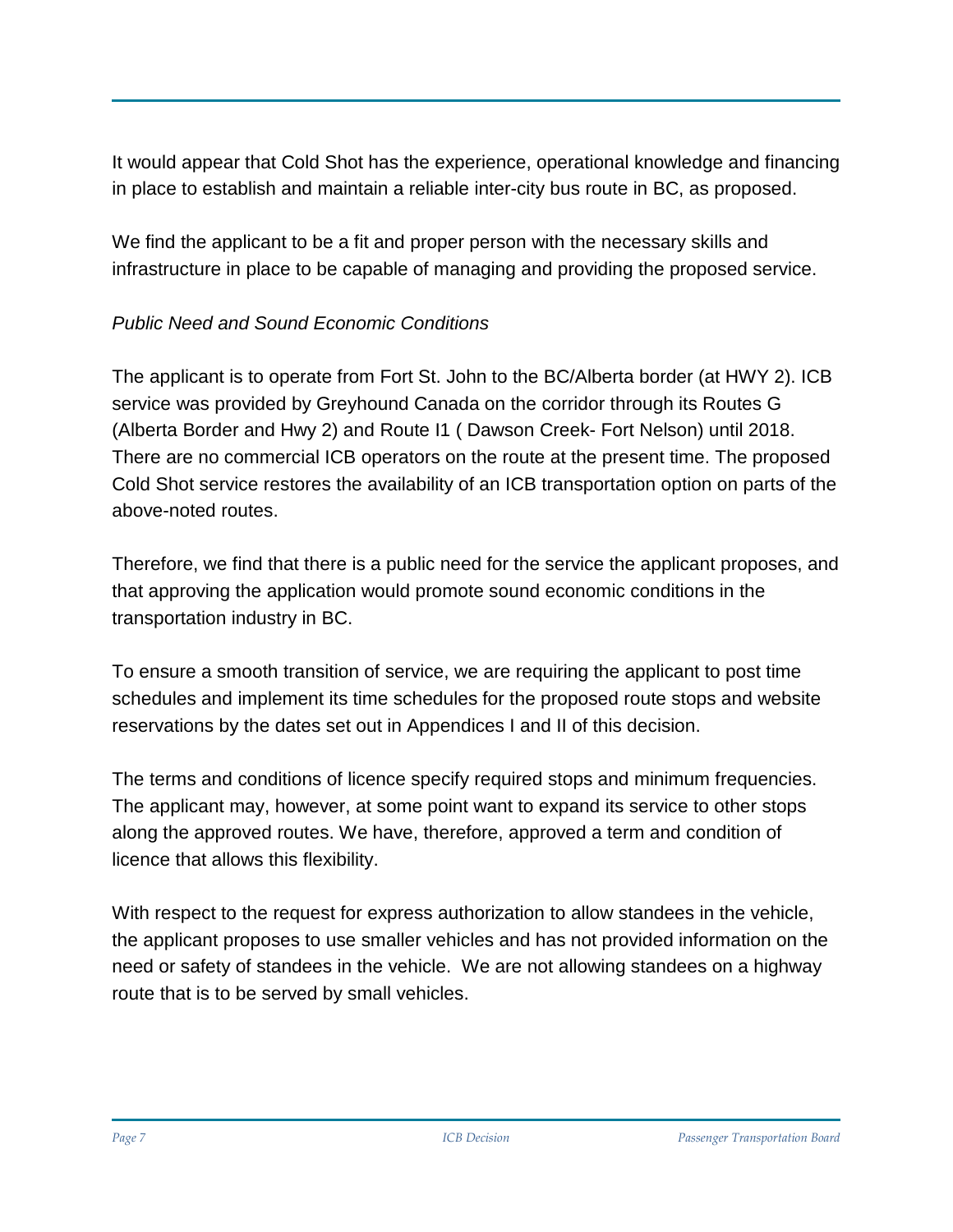It would appear that Cold Shot has the experience, operational knowledge and financing in place to establish and maintain a reliable inter-city bus route in BC, as proposed.

We find the applicant to be a fit and proper person with the necessary skills and infrastructure in place to be capable of managing and providing the proposed service.

*Public Need and Sound Economic Conditions*

The applicant is to operate from Fort St. John to the BC/Alberta border (at HWY 2). ICB service was provided by Greyhound Canada on the corridor through its Routes G (Alberta Border and Hwy 2) and Route I1 ( Dawson Creek- Fort Nelson) until 2018. There are no commercial ICB operators on the route at the present time. The proposed Cold Shot service restores the availability of an ICB transportation option on parts of the above-noted routes.

Therefore, we find that there is a public need for the service the applicant proposes, and that approving the application would promote sound economic conditions in the transportation industry in BC.

To ensure a smooth transition of service, we are requiring the applicant to post time schedules and implement its time schedules for the proposed route stops and website reservations by the dates set out in Appendices I and II of this decision.

The terms and conditions of licence specify required stops and minimum frequencies. The applicant may, however, at some point want to expand its service to other stops along the approved routes. We have, therefore, approved a term and condition of licence that allows this flexibility.

With respect to the request for express authorization to allow standees in the vehicle, the applicant proposes to use smaller vehicles and has not provided information on the need or safety of standees in the vehicle. We are not allowing standees on a highway route that is to be served by small vehicles.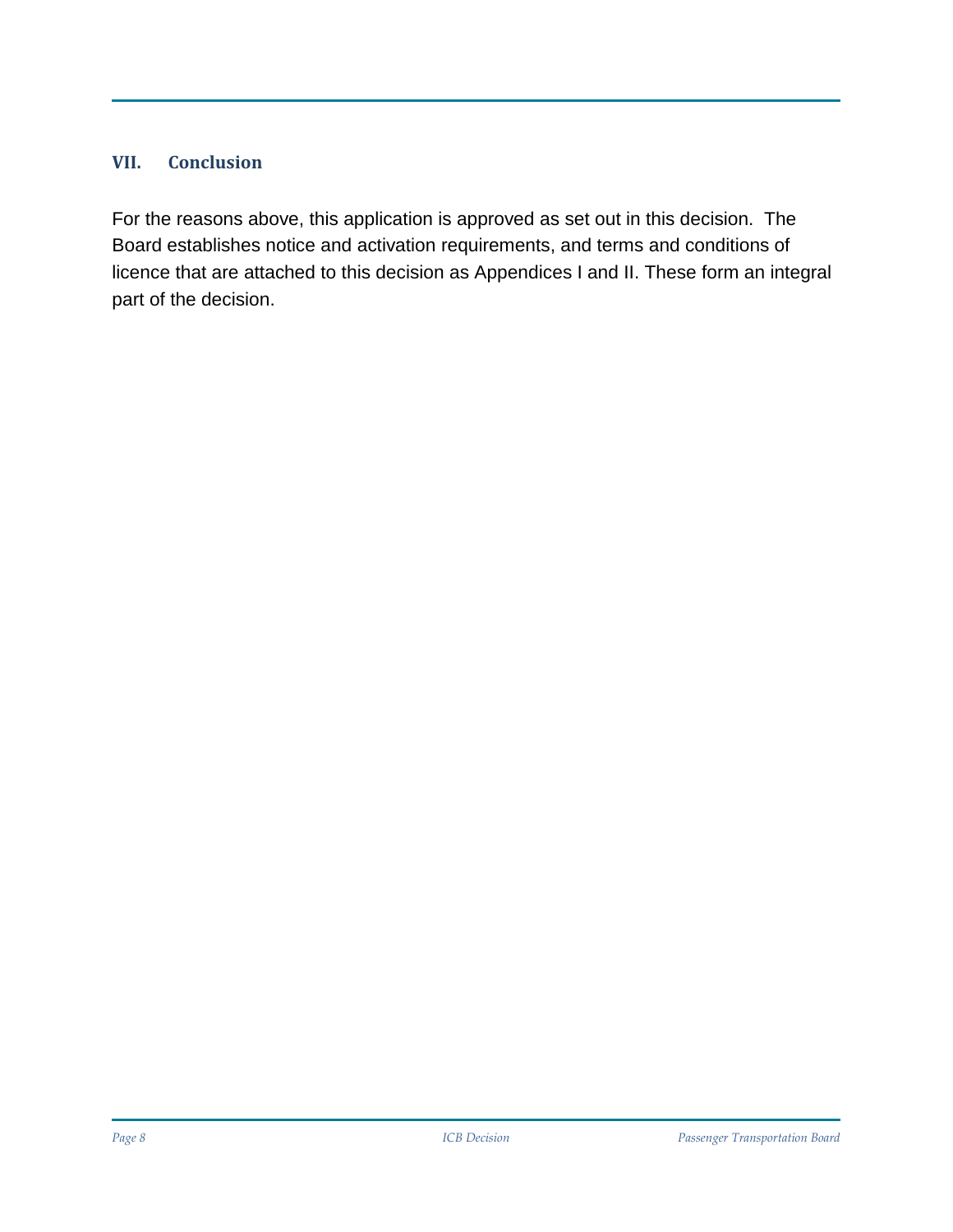## VII. Conclusion

For the reasons above, this application is approved as set out in this decision. The Board establishes notice and activation requirements, and terms and conditions of licence that are attached to this decision as Appendices I and II. These form an integral part of the decision.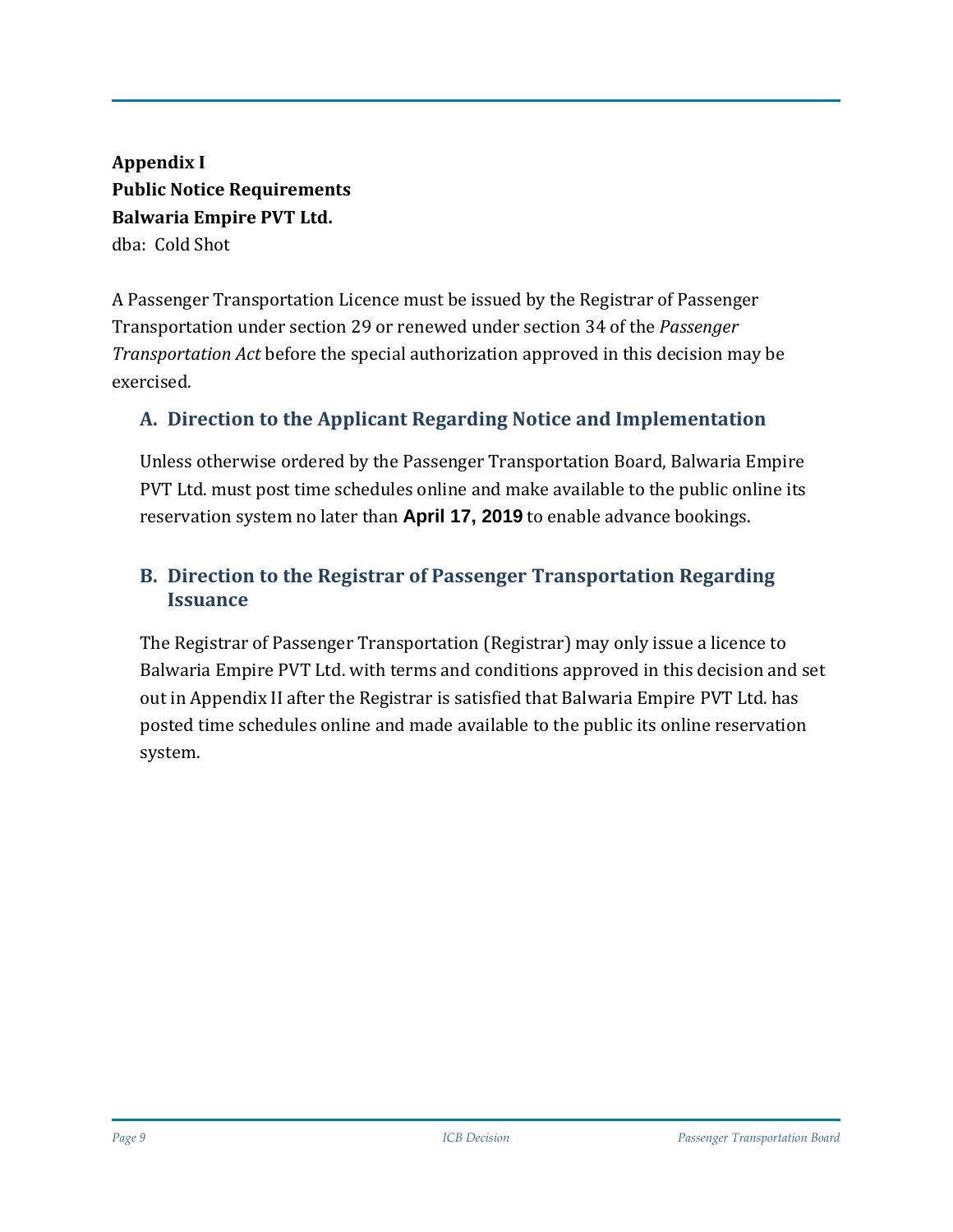**Appendix I**
**Public Notice Requirements**
**Balwaria Empire PVT Ltd.**
dba: Cold Shot

A Passenger Transportation Licence must be issued by the Registrar of Passenger Transportation under section 29 or renewed under section 34 of the *Passenger Transportation Act* before the special authorization approved in this decision may be exercised.

## A. Direction to the Applicant Regarding Notice and Implementation

Unless otherwise ordered by the Passenger Transportation Board, Balwaria Empire PVT Ltd. must post time schedules online and make available to the public online its reservation system no later than **April 17, 2019** to enable advance bookings.

## B. Direction to the Registrar of Passenger Transportation Regarding Issuance

The Registrar of Passenger Transportation (Registrar) may only issue a licence to Balwaria Empire PVT Ltd. with terms and conditions approved in this decision and set out in Appendix II after the Registrar is satisfied that Balwaria Empire PVT Ltd. has posted time schedules online and made available to the public its online reservation system.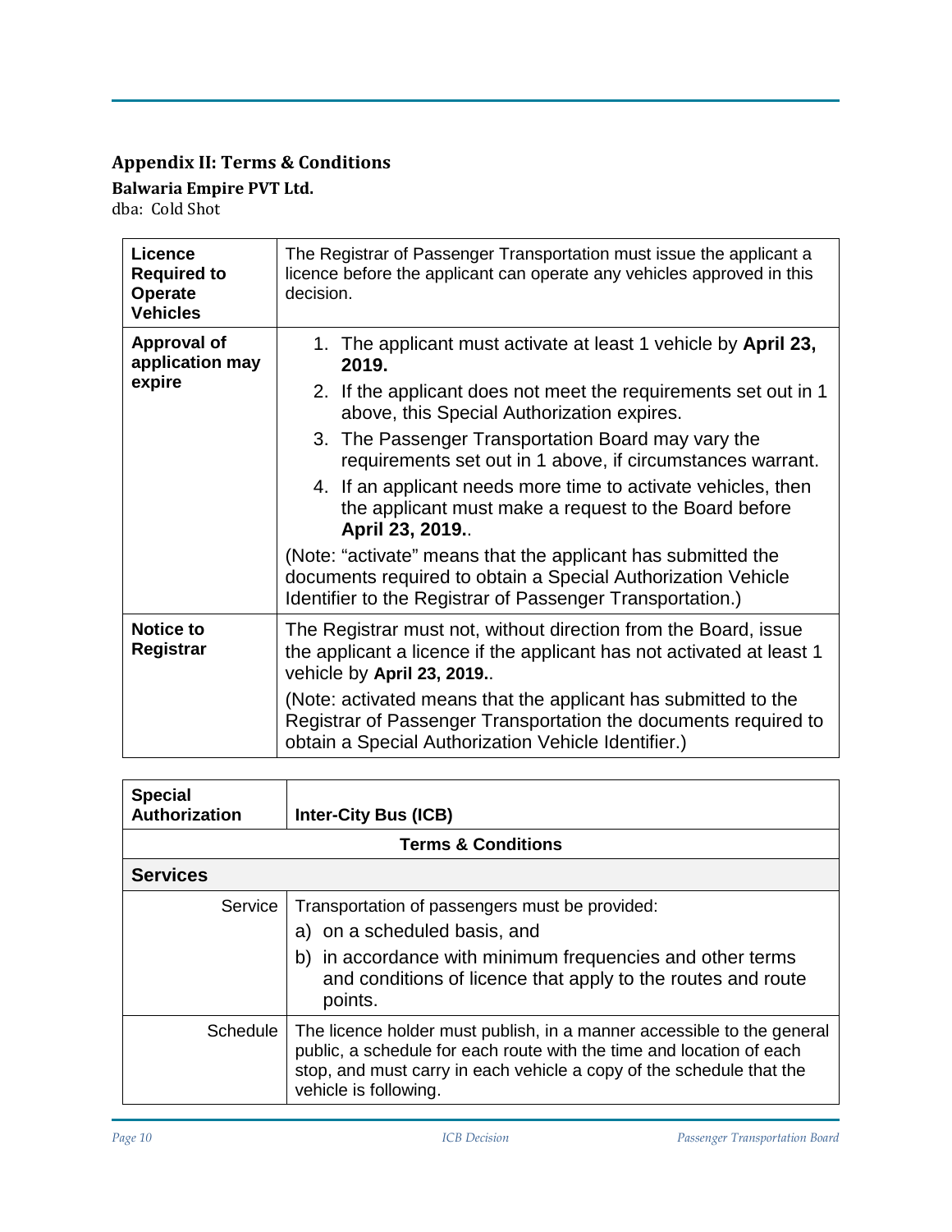## Appendix II: Terms & Conditions

**Balwaria Empire PVT Ltd.**

dba: Cold Shot

| **Licence Required to Operate Vehicles** | The Registrar of Passenger Transportation must issue the applicant a licence before the applicant can operate any vehicles approved in this decision. |
|---|---|
| **Approval of application may expire** | 1. The applicant must activate at least 1 vehicle by **April 23, 2019.**<br>2. If the applicant does not meet the requirements set out in 1 above, this Special Authorization expires.<br>3. The Passenger Transportation Board may vary the requirements set out in 1 above, if circumstances warrant.<br>4. If an applicant needs more time to activate vehicles, then the applicant must make a request to the Board before **April 23, 2019.**.<br><br>(Note: "activate" means that the applicant has submitted the documents required to obtain a Special Authorization Vehicle Identifier to the Registrar of Passenger Transportation.) |
| **Notice to Registrar** | The Registrar must not, without direction from the Board, issue the applicant a licence if the applicant has not activated at least 1 vehicle by **April 23, 2019.**.<br><br>(Note: activated means that the applicant has submitted to the Registrar of Passenger Transportation the documents required to obtain a Special Authorization Vehicle Identifier.) |

| **Special Authorization** | **Inter-City Bus (ICB)** |
|---|---|
| **Terms & Conditions** | |
| **Services** | |
| Service | Transportation of passengers must be provided:<br>a) on a scheduled basis, and<br>b) in accordance with minimum frequencies and other terms and conditions of licence that apply to the routes and route points. |
| Schedule | The licence holder must publish, in a manner accessible to the general public, a schedule for each route with the time and location of each stop, and must carry in each vehicle a copy of the schedule that the vehicle is following. |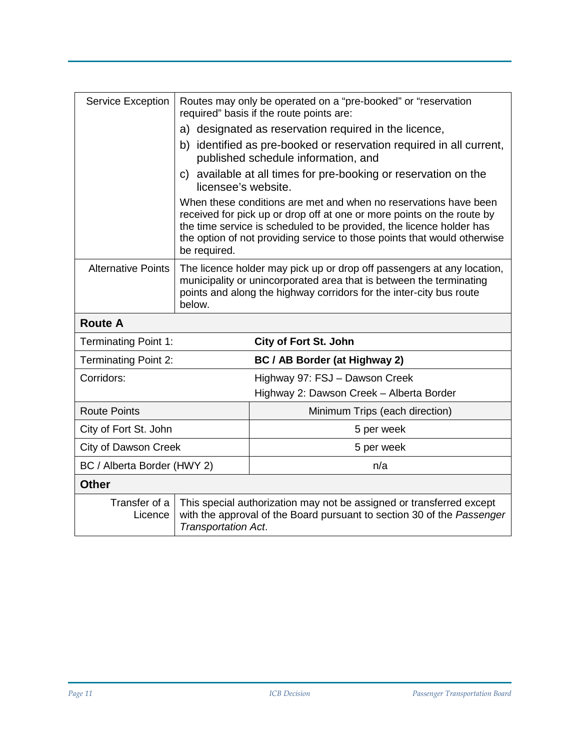| | |
|---|---|
| Service Exception | Routes may only be operated on a "pre-booked" or "reservation required" basis if the route points are:<br>a) designated as reservation required in the licence,<br>b) identified as pre-booked or reservation required in all current, published schedule information, and<br>c) available at all times for pre-booking or reservation on the licensee's website.<br>When these conditions are met and when no reservations have been received for pick up or drop off at one or more points on the route by the time service is scheduled to be provided, the licence holder has the option of not providing service to those points that would otherwise be required. |
| Alternative Points | The licence holder may pick up or drop off passengers at any location, municipality or unincorporated area that is between the terminating points and along the highway corridors for the inter-city bus route below. |

**Route A**

| | |
|---|---|
| Terminating Point 1: | **City of Fort St. John** |
| Terminating Point 2: | **BC / AB Border (at Highway 2)** |
| Corridors: | Highway 97: FSJ – Dawson Creek<br>Highway 2: Dawson Creek – Alberta Border |

| Route Points | Minimum Trips (each direction) |
|---|---|
| City of Fort St. John | 5 per week |
| City of Dawson Creek | 5 per week |
| BC / Alberta Border (HWY 2) | n/a |

**Other**

| | |
|---|---|
| Transfer of a Licence | This special authorization may not be assigned or transferred except with the approval of the Board pursuant to section 30 of the *Passenger Transportation Act*. |